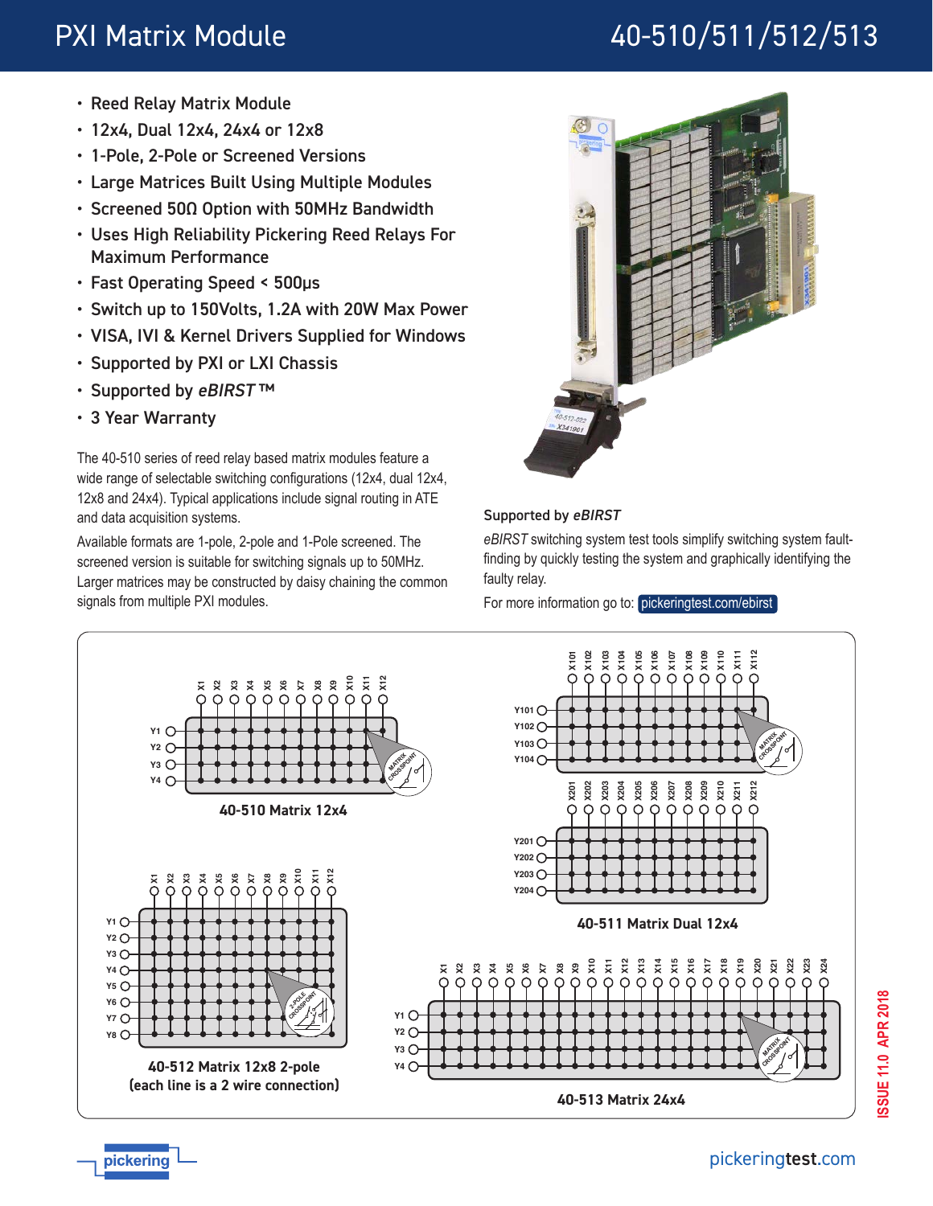# PXI Matrix Module

## 40-510/511/512/513

- Reed Relay Matrix Module
- 12x4, Dual 12x4, 24x4 or 12x8
- 1-Pole, 2-Pole or Screened Versions
- Large Matrices Built Using Multiple Modules
- Screened 50Ω Option with 50MHz Bandwidth
- Uses High Reliability Pickering Reed Relays For Maximum Performance
- Fast Operating Speed < 500μs
- Switch up to 150Volts, 1.2A with 20W Max Power
- VISA, IVI & Kernel Drivers Supplied for Windows
- Supported by PXI or LXI Chassis
- Supported by *eBIRST*™
- 3 Year Warranty

The 40-510 series of reed relay based matrix modules feature a wide range of selectable switching configurations (12x4, dual 12x4, 12x8 and 24x4). Typical applications include signal routing in ATE and data acquisition systems.

Available formats are 1-pole, 2-pole and 1-Pole screened. The screened version is suitable for switching signals up to 50MHz. Larger matrices may be constructed by daisy chaining the common signals from multiple PXI modules.

### Supported by *eBIRST*

*eBIRST* switching system test tools simplify switching system fault-finding by quickly testing the system and graphically identifying the faulty relay.

For more information go to: pickeringtest.com/ebirst

**40-510 Matrix 12x4**

**40-511 Matrix Dual 12x4**

**40-512 Matrix 12x8 2-pole**
**(each line is a 2 wire connection)**

**40-513 Matrix 24x4**

ISSUE 11.0 APR 2018

pickeringtest.com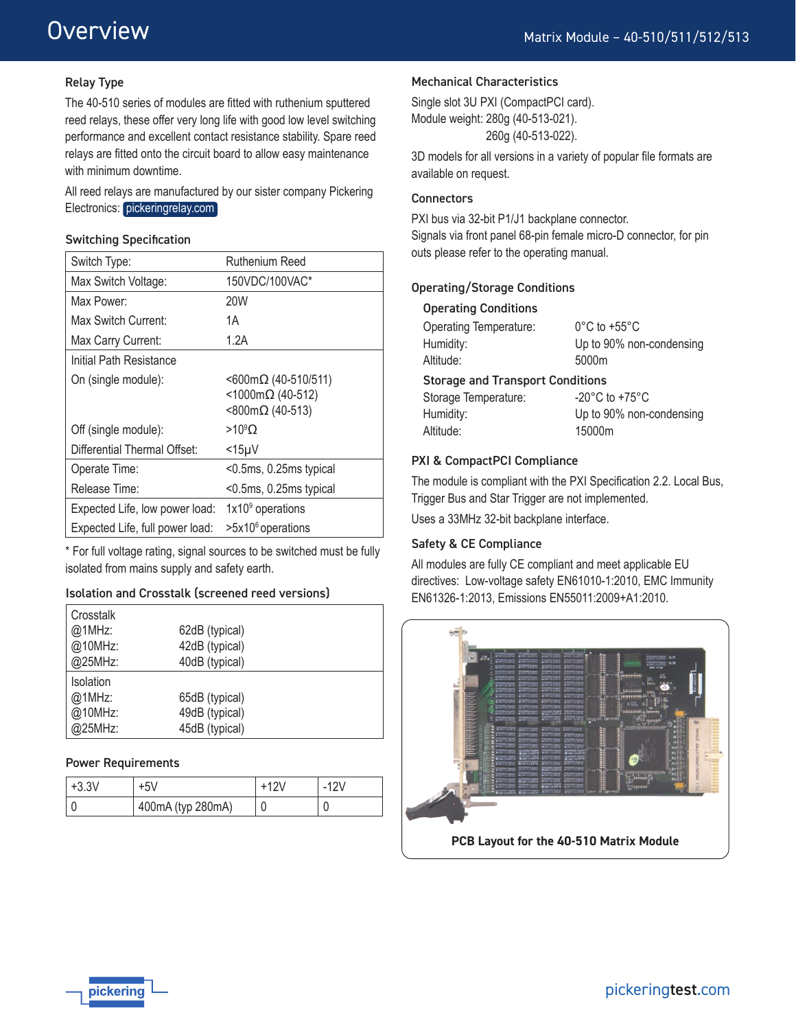## Overview

### Relay Type

The 40-510 series of modules are fitted with ruthenium sputtered reed relays, these offer very long life with good low level switching performance and excellent contact resistance stability. Spare reed relays are fitted onto the circuit board to allow easy maintenance with minimum downtime.

All reed relays are manufactured by our sister company Pickering Electronics: pickeringrelay.com

### Switching Specification

| | |
|---|---|
| Switch Type: | Ruthenium Reed |
| Max Switch Voltage: | 150VDC/100VAC* |
| Max Power: | 20W |
| Max Switch Current: | 1A |
| Max Carry Current: | 1.2A |
| Initial Path Resistance | |
| On (single module): | <600mΩ (40-510/511)<br><1000mΩ (40-512)<br><800mΩ (40-513) |
| Off (single module): | $>10^9\Omega$ |
| Differential Thermal Offset: | <15μV |
| Operate Time: | <0.5ms, 0.25ms typical |
| Release Time: | <0.5ms, 0.25ms typical |
| Expected Life, low power load: | $1x10^9$ operations |
| Expected Life, full power load: | $>5x10^6$ operations |

* For full voltage rating, signal sources to be switched must be fully isolated from mains supply and safety earth.

### Isolation and Crosstalk (screened reed versions)

| | |
|---|---|
| Crosstalk | |
| @1MHz: | 62dB (typical) |
| @10MHz: | 42dB (typical) |
| @25MHz: | 40dB (typical) |
| Isolation | |
| @1MHz: | 65dB (typical) |
| @10MHz: | 49dB (typical) |
| @25MHz: | 45dB (typical) |

### Power Requirements

| +3.3V | +5V | +12V | -12V |
|---|---|---|---|
| 0 | 400mA (typ 280mA) | 0 | 0 |

### Mechanical Characteristics

Single slot 3U PXI (CompactPCI card).
Module weight: 280g (40-513-021).
260g (40-513-022).

3D models for all versions in a variety of popular file formats are available on request.

### Connectors

PXI bus via 32-bit P1/J1 backplane connector.
Signals via front panel 68-pin female micro-D connector, for pin outs please refer to the operating manual.

### Operating/Storage Conditions

#### Operating Conditions

| | |
|---|---|
| Operating Temperature: | 0°C to +55°C |
| Humidity: | Up to 90% non-condensing |
| Altitude: | 5000m |

#### Storage and Transport Conditions

| | |
|---|---|
| Storage Temperature: | -20°C to +75°C |
| Humidity: | Up to 90% non-condensing |
| Altitude: | 15000m |

### PXI & CompactPCI Compliance

The module is compliant with the PXI Specification 2.2. Local Bus, Trigger Bus and Star Trigger are not implemented.

Uses a 33MHz 32-bit backplane interface.

### Safety & CE Compliance

All modules are fully CE compliant and meet applicable EU directives: Low-voltage safety EN61010-1:2010, EMC Immunity EN61326-1:2013, Emissions EN55011:2009+A1:2010.

**PCB Layout for the 40-510 Matrix Module**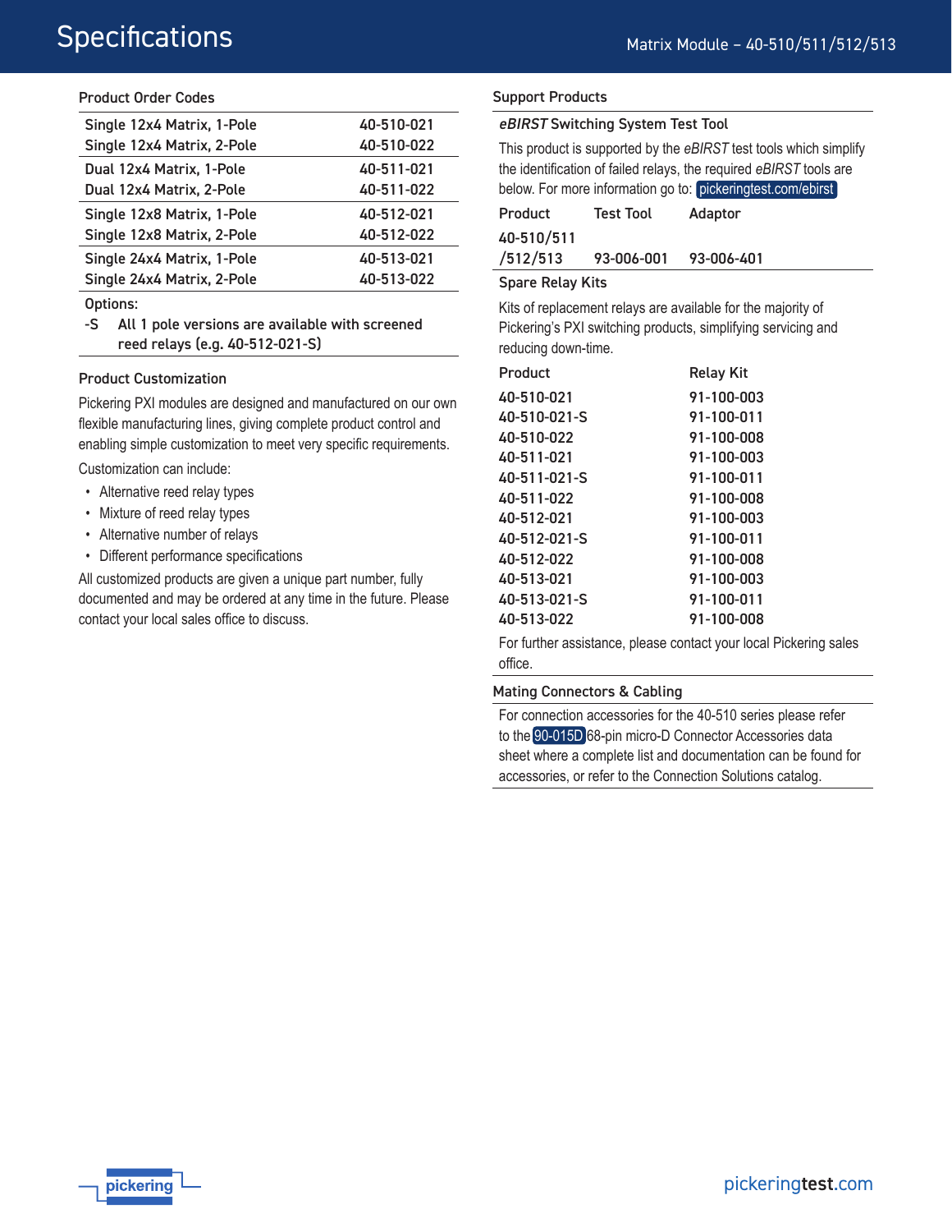# Specifications

## Product Order Codes

| | |
|---|---|
| Single 12x4 Matrix, 1-Pole | 40-510-021 |
| Single 12x4 Matrix, 2-Pole | 40-510-022 |
| Dual 12x4 Matrix, 1-Pole | 40-511-021 |
| Dual 12x4 Matrix, 2-Pole | 40-511-022 |
| Single 12x8 Matrix, 1-Pole | 40-512-021 |
| Single 12x8 Matrix, 2-Pole | 40-512-022 |
| Single 24x4 Matrix, 1-Pole | 40-513-021 |
| Single 24x4 Matrix, 2-Pole | 40-513-022 |

Options:

-S  All 1 pole versions are available with screened reed relays (e.g. 40-512-021-S)

## Product Customization

Pickering PXI modules are designed and manufactured on our own flexible manufacturing lines, giving complete product control and enabling simple customization to meet very specific requirements.

Customization can include:

- Alternative reed relay types
- Mixture of reed relay types
- Alternative number of relays
- Different performance specifications

All customized products are given a unique part number, fully documented and may be ordered at any time in the future. Please contact your local sales office to discuss.

## Support Products

### *eBIRST* Switching System Test Tool

This product is supported by the *eBIRST* test tools which simplify the identification of failed relays, the required *eBIRST* tools are below. For more information go to: pickeringtest.com/ebirst

| Product | Test Tool | Adaptor |
|---|---|---|
| 40-510/511/512/513 | 93-006-001 | 93-006-401 |

### Spare Relay Kits

Kits of replacement relays are available for the majority of Pickering's PXI switching products, simplifying servicing and reducing down-time.

| Product | Relay Kit |
|---|---|
| 40-510-021 | 91-100-003 |
| 40-510-021-S | 91-100-011 |
| 40-510-022 | 91-100-008 |
| 40-511-021 | 91-100-003 |
| 40-511-021-S | 91-100-011 |
| 40-511-022 | 91-100-008 |
| 40-512-021 | 91-100-003 |
| 40-512-021-S | 91-100-011 |
| 40-512-022 | 91-100-008 |
| 40-513-021 | 91-100-003 |
| 40-513-021-S | 91-100-011 |
| 40-513-022 | 91-100-008 |

For further assistance, please contact your local Pickering sales office.

### Mating Connectors & Cabling

For connection accessories for the 40-510 series please refer to the 90-015D 68-pin micro-D Connector Accessories data sheet where a complete list and documentation can be found for accessories, or refer to the Connection Solutions catalog.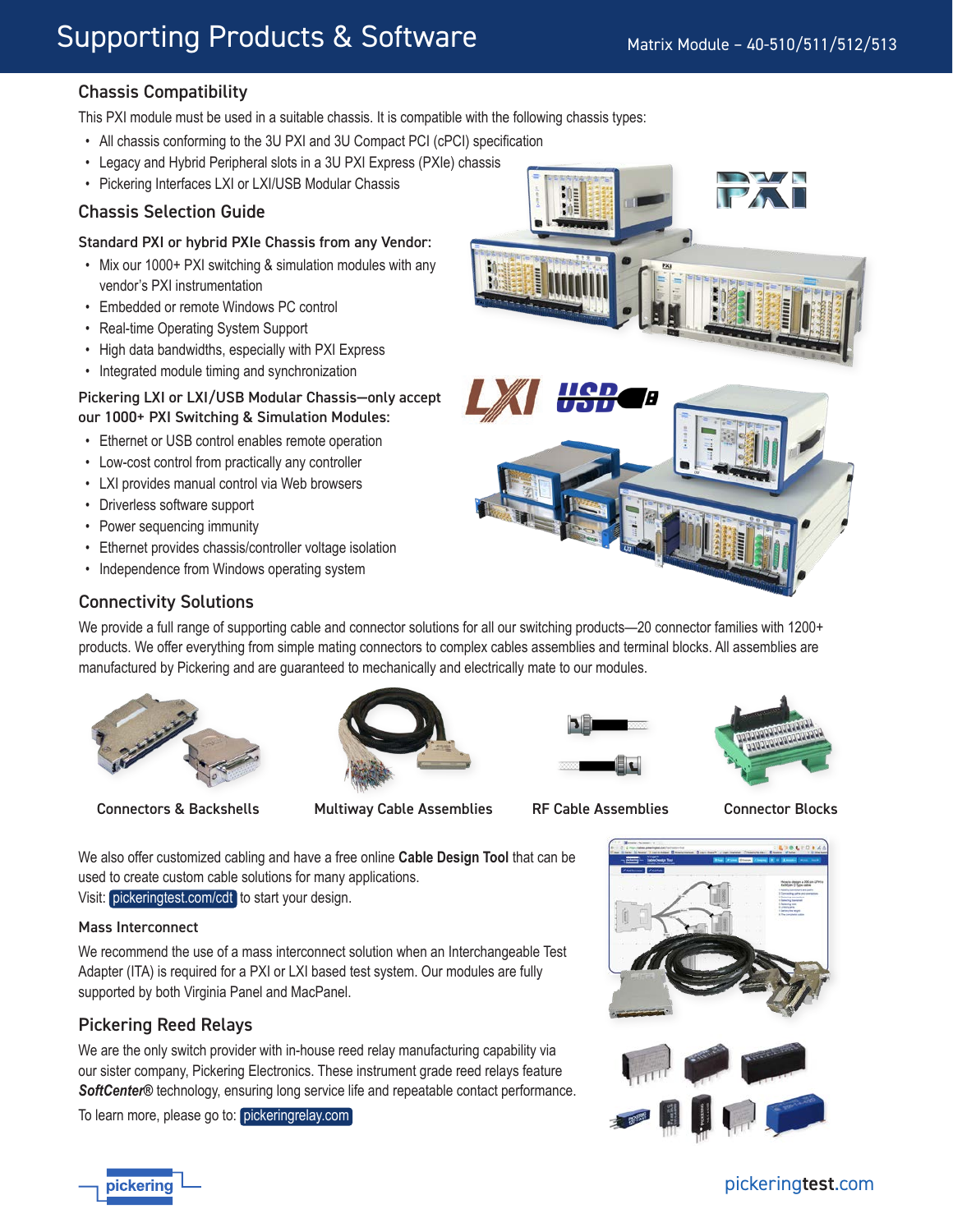# Supporting Products & Software

## Chassis Compatibility

This PXI module must be used in a suitable chassis. It is compatible with the following chassis types:

- All chassis conforming to the 3U PXI and 3U Compact PCI (cPCI) specification
- Legacy and Hybrid Peripheral slots in a 3U PXI Express (PXIe) chassis
- Pickering Interfaces LXI or LXI/USB Modular Chassis

## Chassis Selection Guide

### Standard PXI or hybrid PXIe Chassis from any Vendor:

- Mix our 1000+ PXI switching & simulation modules with any vendor's PXI instrumentation
- Embedded or remote Windows PC control
- Real-time Operating System Support
- High data bandwidths, especially with PXI Express
- Integrated module timing and synchronization

### Pickering LXI or LXI/USB Modular Chassis—only accept our 1000+ PXI Switching & Simulation Modules:

- Ethernet or USB control enables remote operation
- Low-cost control from practically any controller
- LXI provides manual control via Web browsers
- Driverless software support
- Power sequencing immunity
- Ethernet provides chassis/controller voltage isolation
- Independence from Windows operating system

## Connectivity Solutions

We provide a full range of supporting cable and connector solutions for all our switching products—20 connector families with 1200+ products. We offer everything from simple mating connectors to complex cables assemblies and terminal blocks. All assemblies are manufactured by Pickering and are guaranteed to mechanically and electrically mate to our modules.

Connectors & Backshells

Multiway Cable Assemblies

RF Cable Assemblies

Connector Blocks

We also offer customized cabling and have a free online **Cable Design Tool** that can be used to create custom cable solutions for many applications.
Visit: pickeringtest.com/cdt to start your design.

### Mass Interconnect

We recommend the use of a mass interconnect solution when an Interchangeable Test Adapter (ITA) is required for a PXI or LXI based test system. Our modules are fully supported by both Virginia Panel and MacPanel.

## Pickering Reed Relays

We are the only switch provider with in-house reed relay manufacturing capability via our sister company, Pickering Electronics. These instrument grade reed relays feature ***SoftCenter***® technology, ensuring long service life and repeatable contact performance.

To learn more, please go to: pickeringrelay.com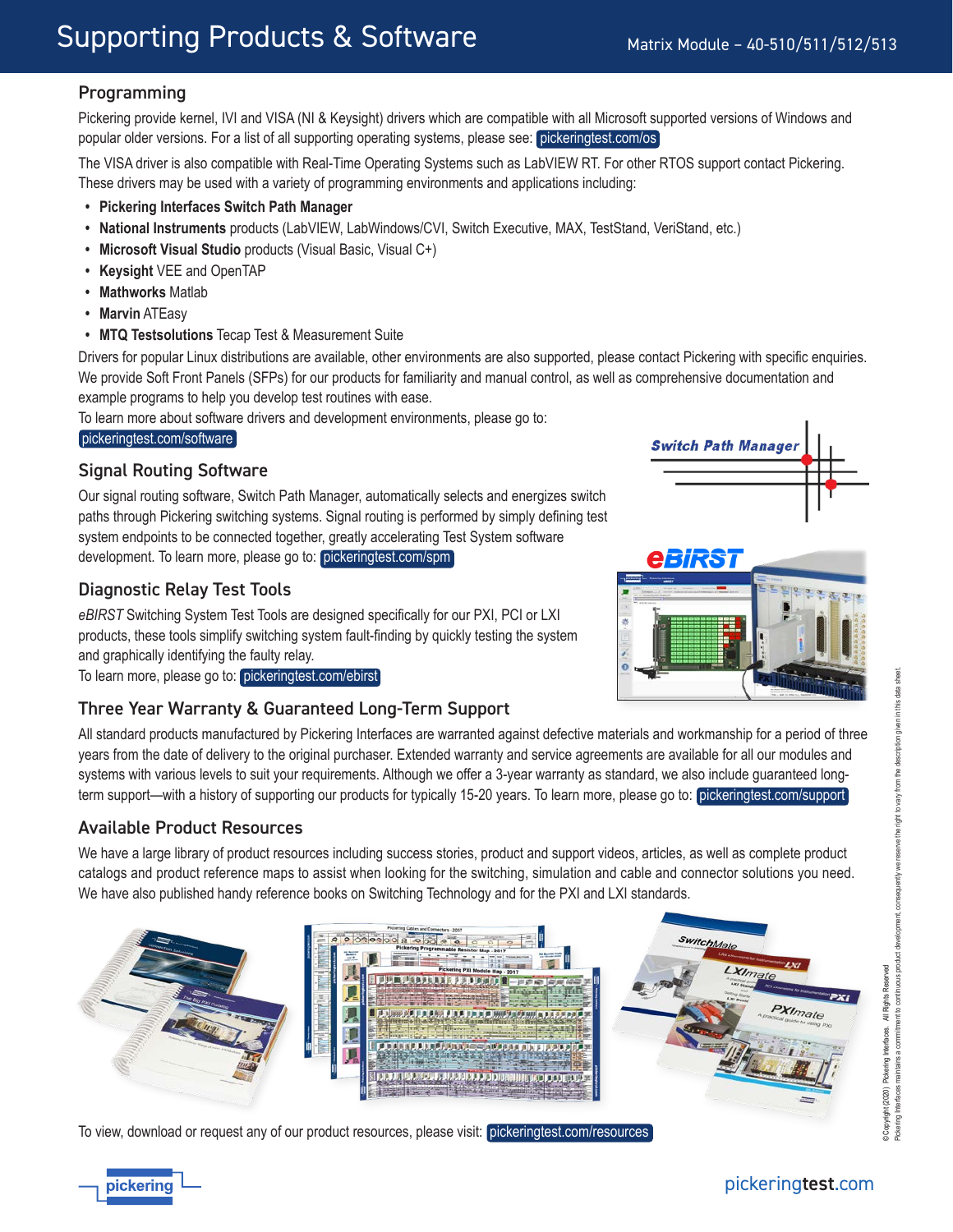# Supporting Products & Software

## Programming

Pickering provide kernel, IVI and VISA (NI & Keysight) drivers which are compatible with all Microsoft supported versions of Windows and popular older versions. For a list of all supporting operating systems, please see: pickeringtest.com/os

The VISA driver is also compatible with Real-Time Operating Systems such as LabVIEW RT. For other RTOS support contact Pickering. These drivers may be used with a variety of programming environments and applications including:

- **Pickering Interfaces Switch Path Manager**
- **National Instruments** products (LabVIEW, LabWindows/CVI, Switch Executive, MAX, TestStand, VeriStand, etc.)
- **Microsoft Visual Studio** products (Visual Basic, Visual C+)
- **Keysight** VEE and OpenTAP
- **Mathworks** Matlab
- **Marvin** ATEasy
- **MTQ Testsolutions** Tecap Test & Measurement Suite

Drivers for popular Linux distributions are available, other environments are also supported, please contact Pickering with specific enquiries. We provide Soft Front Panels (SFPs) for our products for familiarity and manual control, as well as comprehensive documentation and example programs to help you develop test routines with ease.

To learn more about software drivers and development environments, please go to: pickeringtest.com/software

## Signal Routing Software

Our signal routing software, Switch Path Manager, automatically selects and energizes switch paths through Pickering switching systems. Signal routing is performed by simply defining test system endpoints to be connected together, greatly accelerating Test System software development. To learn more, please go to: pickeringtest.com/spm

## Diagnostic Relay Test Tools

*eBIRST* Switching System Test Tools are designed specifically for our PXI, PCI or LXI products, these tools simplify switching system fault-finding by quickly testing the system and graphically identifying the faulty relay.

To learn more, please go to: pickeringtest.com/ebirst

## Three Year Warranty & Guaranteed Long-Term Support

All standard products manufactured by Pickering Interfaces are warranted against defective materials and workmanship for a period of three years from the date of delivery to the original purchaser. Extended warranty and service agreements are available for all our modules and systems with various levels to suit your requirements. Although we offer a 3-year warranty as standard, we also include guaranteed long-term support—with a history of supporting our products for typically 15-20 years. To learn more, please go to: pickeringtest.com/support

## Available Product Resources

We have a large library of product resources including success stories, product and support videos, articles, as well as complete product catalogs and product reference maps to assist when looking for the switching, simulation and cable and connector solutions you need. We have also published handy reference books on Switching Technology and for the PXI and LXI standards.

To view, download or request any of our product resources, please visit: pickeringtest.com/resources

©Copyright (2020) Pickering Interfaces. All Rights Reserved. Pickering Interfaces maintains a commitment to continuous product development, consequently we reserve the right to vary from the description given in this data sheet.